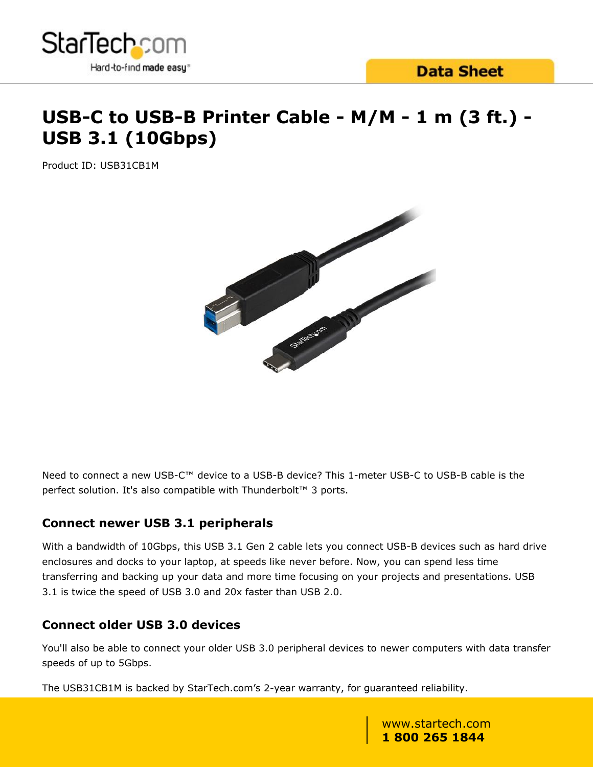# USB-C to USB-B Printer Cable - M/M - 1 m (3 ft.) - USB 3.1 (10Gbps)

Product ID: USB31CB1M

Need to connect a new USB-C™ device to a USB-B device? This 1-meter USB-C to USB-B cable is the perfect solution. It's also compatible with Thunderbolt™ 3 ports.

## Connect newer USB 3.1 peripherals

With a bandwidth of 10Gbps, this USB 3.1 Gen 2 cable lets you connect USB-B devices such as hard drive enclosures and docks to your laptop, at speeds like never before. Now, you can spend less time transferring and backing up your data and more time focusing on your projects and presentations. USB 3.1 is twice the speed of USB 3.0 and 20x faster than USB 2.0.

## Connect older USB 3.0 devices

You'll also be able to connect your older USB 3.0 peripheral devices to newer computers with data transfer speeds of up to 5Gbps.

The USB31CB1M is backed by StarTech.com's 2-year warranty, for guaranteed reliability.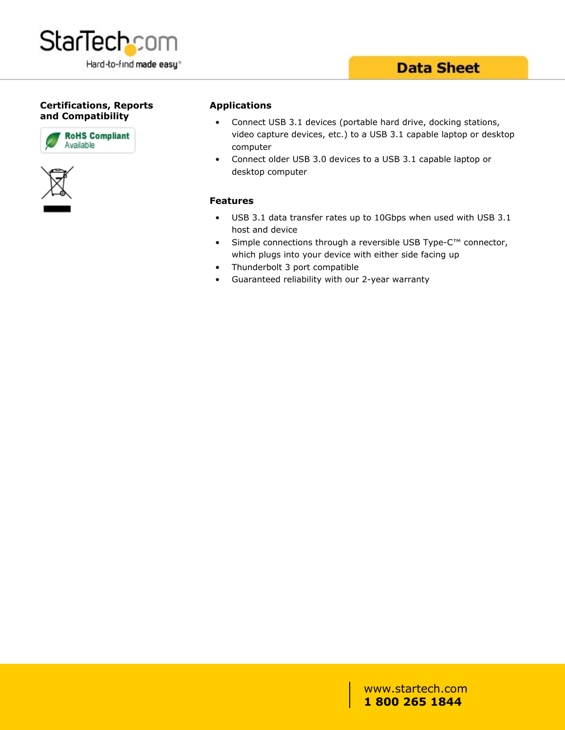## Certifications, Reports and Compatibility

RoHS Compliant Available

## Applications

- Connect USB 3.1 devices (portable hard drive, docking stations, video capture devices, etc.) to a USB 3.1 capable laptop or desktop computer
- Connect older USB 3.0 devices to a USB 3.1 capable laptop or desktop computer

## Features

- USB 3.1 data transfer rates up to 10Gbps when used with USB 3.1 host and device
- Simple connections through a reversible USB Type-C™ connector, which plugs into your device with either side facing up
- Thunderbolt 3 port compatible
- Guaranteed reliability with our 2-year warranty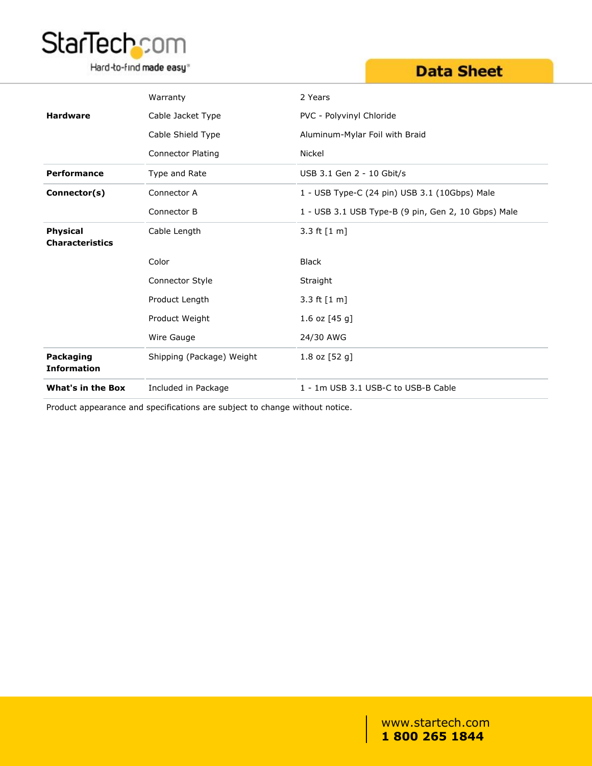| | | |
|---|---|---|
| **Hardware** | Warranty | 2 Years |
| | Cable Jacket Type | PVC - Polyvinyl Chloride |
| | Cable Shield Type | Aluminum-Mylar Foil with Braid |
| | Connector Plating | Nickel |
| **Performance** | Type and Rate | USB 3.1 Gen 2 - 10 Gbit/s |
| **Connector(s)** | Connector A | 1 - USB Type-C (24 pin) USB 3.1 (10Gbps) Male |
| | Connector B | 1 - USB 3.1 USB Type-B (9 pin, Gen 2, 10 Gbps) Male |
| **Physical Characteristics** | Cable Length | 3.3 ft [1 m] |
| | Color | Black |
| | Connector Style | Straight |
| | Product Length | 3.3 ft [1 m] |
| | Product Weight | 1.6 oz [45 g] |
| | Wire Gauge | 24/30 AWG |
| **Packaging Information** | Shipping (Package) Weight | 1.8 oz [52 g] |
| **What's in the Box** | Included in Package | 1 - 1m USB 3.1 USB-C to USB-B Cable |

Product appearance and specifications are subject to change without notice.